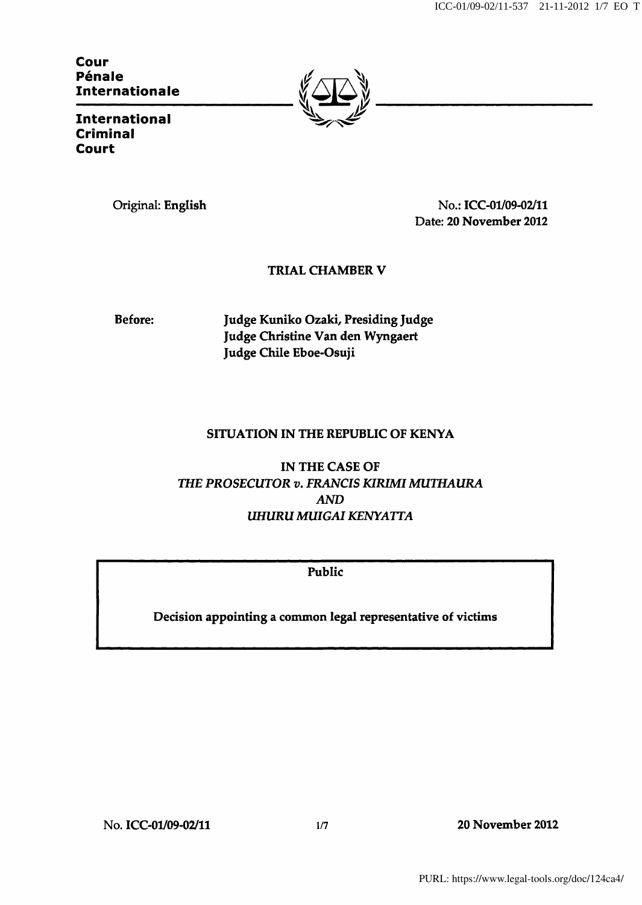**Cour Pénale Internationale**

**International Criminal Court**

Original: **English**

No.: **ICC-01/09-02/11**
Date: **20 November 2012**

**TRIAL CHAMBER V**

**Before:**

**Judge Kuniko Ozaki, Presiding Judge**
**Judge Christine Van den Wyngaert**
**Judge Chile Eboe-Osuji**

**SITUATION IN THE REPUBLIC OF KENYA**

**IN THE CASE OF**
***THE PROSECUTOR v. FRANCIS KIRIMI MUTHAURA***
***AND***
***UHURU MUIGAI KENYATTA***

**Public**

**Decision appointing a common legal representative of victims**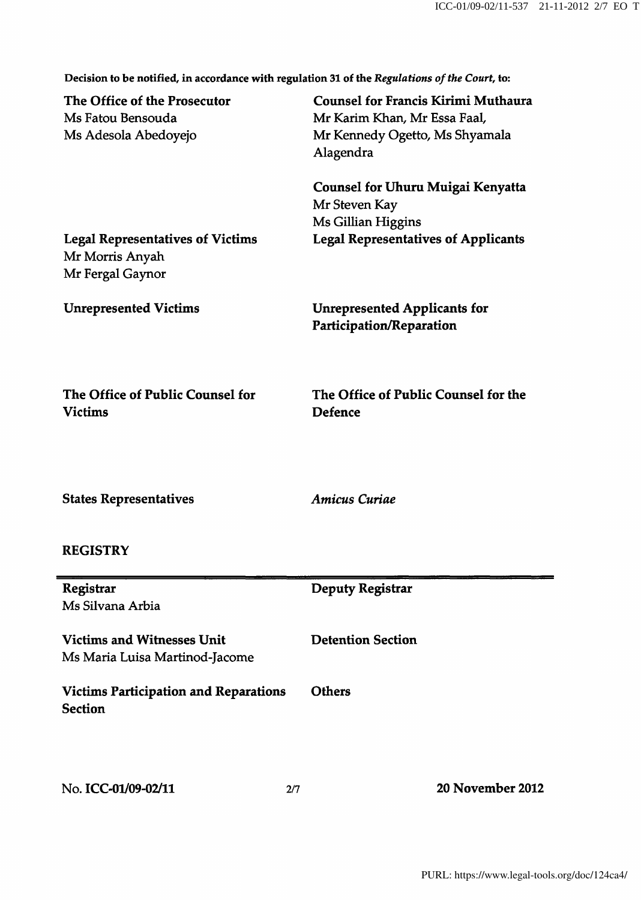**Decision to be notified, in accordance with regulation 31 of the *Regulations of the Court*, to:**

**The Office of the Prosecutor**
Ms Fatou Bensouda
Ms Adesola Abedoyejo

**Counsel for Francis Kirimi Muthaura**
Mr Karim Khan, Mr Essa Faal,
Mr Kennedy Ogetto, Ms Shyamala Alagendra

**Counsel for Uhuru Muigai Kenyatta**
Mr Steven Kay
Ms Gillian Higgins

**Legal Representatives of Victims**
Mr Morris Anyah
Mr Fergal Gaynor

**Legal Representatives of Applicants**

**Unrepresented Victims**

**Unrepresented Applicants for Participation/Reparation**

**The Office of Public Counsel for Victims**

**The Office of Public Counsel for the Defence**

**States Representatives**

***Amicus Curiae***

**REGISTRY**

**Registrar**
Ms Silvana Arbia

**Deputy Registrar**

**Victims and Witnesses Unit**
Ms Maria Luisa Martinod-Jacome

**Detention Section**

**Victims Participation and Reparations Section**

**Others**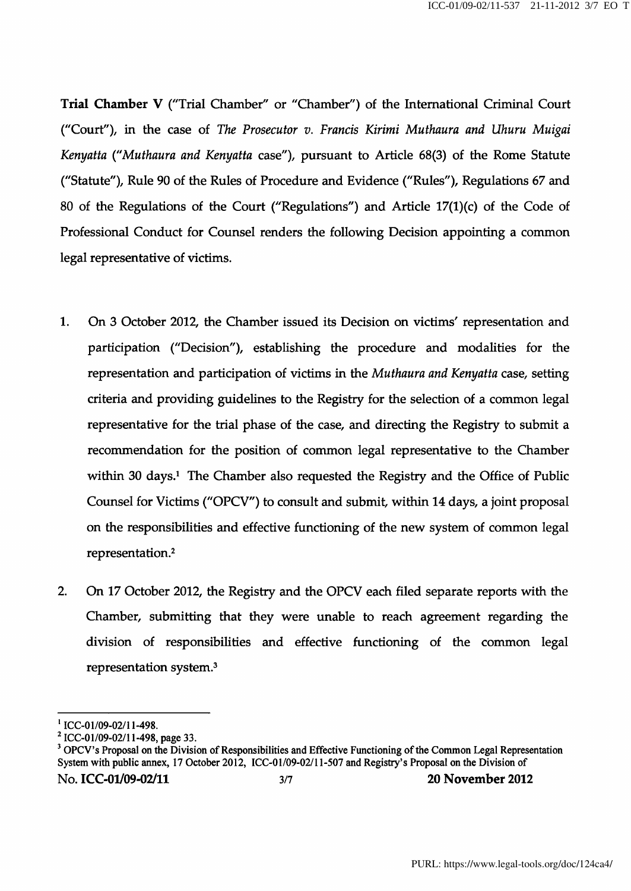**Trial Chamber V** ("Trial Chamber" or "Chamber") of the International Criminal Court ("Court"), in the case of *The Prosecutor v. Francis Kirimi Muthaura and Uhuru Muigai Kenyatta* ("*Muthaura and Kenyatta* case"), pursuant to Article 68(3) of the Rome Statute ("Statute"), Rule 90 of the Rules of Procedure and Evidence ("Rules"), Regulations 67 and 80 of the Regulations of the Court ("Regulations") and Article 17(1)(c) of the Code of Professional Conduct for Counsel renders the following Decision appointing a common legal representative of victims.

1. On 3 October 2012, the Chamber issued its Decision on victims' representation and participation ("Decision"), establishing the procedure and modalities for the representation and participation of victims in the *Muthaura and Kenyatta* case, setting criteria and providing guidelines to the Registry for the selection of a common legal representative for the trial phase of the case, and directing the Registry to submit a recommendation for the position of common legal representative to the Chamber within 30 days.[1] The Chamber also requested the Registry and the Office of Public Counsel for Victims ("OPCV") to consult and submit, within 14 days, a joint proposal on the responsibilities and effective functioning of the new system of common legal representation.[2]

2. On 17 October 2012, the Registry and the OPCV each filed separate reports with the Chamber, submitting that they were unable to reach agreement regarding the division of responsibilities and effective functioning of the common legal representation system.[3]

---

[1] ICC-01/09-02/11-498.

[2] ICC-01/09-02/11-498, page 33.

[3] OPCV's Proposal on the Division of Responsibilities and Effective Functioning of the Common Legal Representation System with public annex, 17 October 2012, ICC-01/09-02/11-507 and Registry's Proposal on the Division of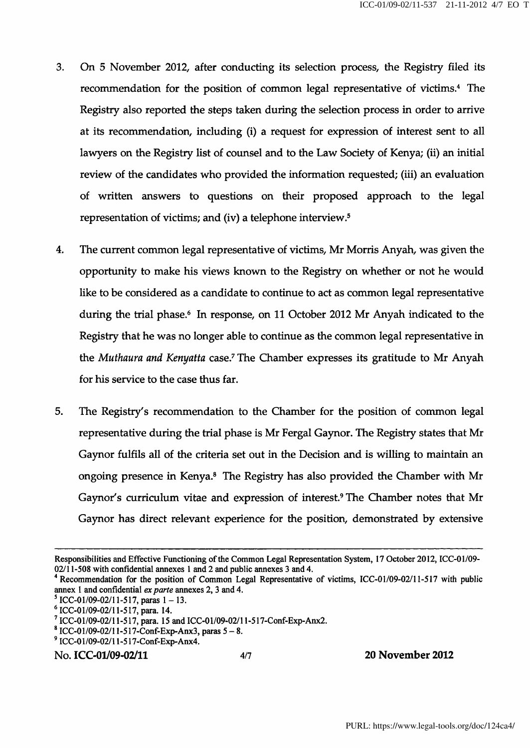3. On 5 November 2012, after conducting its selection process, the Registry filed its recommendation for the position of common legal representative of victims.[4] The Registry also reported the steps taken during the selection process in order to arrive at its recommendation, including (i) a request for expression of interest sent to all lawyers on the Registry list of counsel and to the Law Society of Kenya; (ii) an initial review of the candidates who provided the information requested; (iii) an evaluation of written answers to questions on their proposed approach to the legal representation of victims; and (iv) a telephone interview.[5]

4. The current common legal representative of victims, Mr Morris Anyah, was given the opportunity to make his views known to the Registry on whether or not he would like to be considered as a candidate to continue to act as common legal representative during the trial phase.[6] In response, on 11 October 2012 Mr Anyah indicated to the Registry that he was no longer able to continue as the common legal representative in the *Muthaura and Kenyatta* case.[7] The Chamber expresses its gratitude to Mr Anyah for his service to the case thus far.

5. The Registry's recommendation to the Chamber for the position of common legal representative during the trial phase is Mr Fergal Gaynor. The Registry states that Mr Gaynor fulfils all of the criteria set out in the Decision and is willing to maintain an ongoing presence in Kenya.[8] The Registry has also provided the Chamber with Mr Gaynor's curriculum vitae and expression of interest.[9] The Chamber notes that Mr Gaynor has direct relevant experience for the position, demonstrated by extensive

---

Responsibilities and Effective Functioning of the Common Legal Representation System, 17 October 2012, ICC-01/09-02/11-508 with confidential annexes 1 and 2 and public annexes 3 and 4.

[4] Recommendation for the position of Common Legal Representative of victims, ICC-01/09-02/11-517 with public annex 1 and confidential *ex parte* annexes 2, 3 and 4.

[5] ICC-01/09-02/11-517, paras 1 – 13.

[6] ICC-01/09-02/11-517, para. 14.

[7] ICC-01/09-02/11-517, para. 15 and ICC-01/09-02/11-517-Conf-Exp-Anx2.

[8] ICC-01/09-02/11-517-Conf-Exp-Anx3, paras 5 – 8.

[9] ICC-01/09-02/11-517-Conf-Exp-Anx4.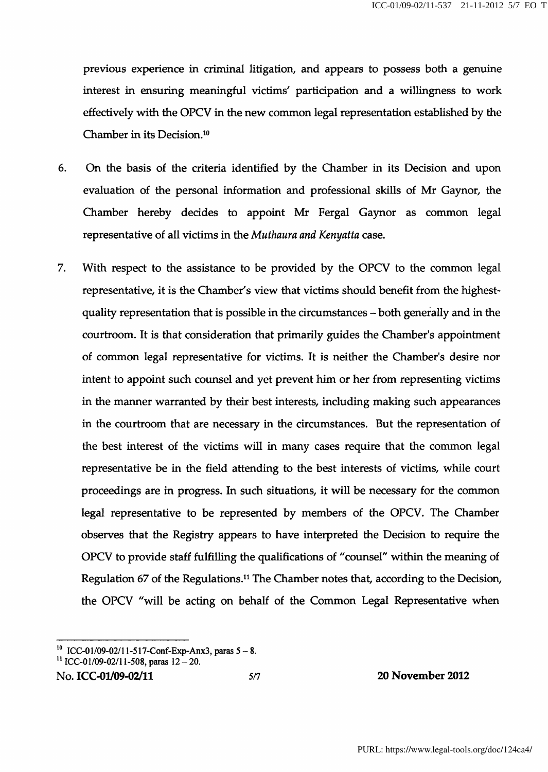previous experience in criminal litigation, and appears to possess both a genuine interest in ensuring meaningful victims' participation and a willingness to work effectively with the OPCV in the new common legal representation established by the Chamber in its Decision.[10]

6. On the basis of the criteria identified by the Chamber in its Decision and upon evaluation of the personal information and professional skills of Mr Gaynor, the Chamber hereby decides to appoint Mr Fergal Gaynor as common legal representative of all victims in the *Muthaura and Kenyatta* case.

7. With respect to the assistance to be provided by the OPCV to the common legal representative, it is the Chamber's view that victims should benefit from the highest-quality representation that is possible in the circumstances – both generally and in the courtroom. It is that consideration that primarily guides the Chamber's appointment of common legal representative for victims. It is neither the Chamber's desire nor intent to appoint such counsel and yet prevent him or her from representing victims in the manner warranted by their best interests, including making such appearances in the courtroom that are necessary in the circumstances. But the representation of the best interest of the victims will in many cases require that the common legal representative be in the field attending to the best interests of victims, while court proceedings are in progress. In such situations, it will be necessary for the common legal representative to be represented by members of the OPCV. The Chamber observes that the Registry appears to have interpreted the Decision to require the OPCV to provide staff fulfilling the qualifications of "counsel" within the meaning of Regulation 67 of the Regulations.[11] The Chamber notes that, according to the Decision, the OPCV "will be acting on behalf of the Common Legal Representative when

---

[10] ICC-01/09-02/11-517-Conf-Exp-Anx3, paras 5 – 8.

[11] ICC-01/09-02/11-508, paras 12 – 20.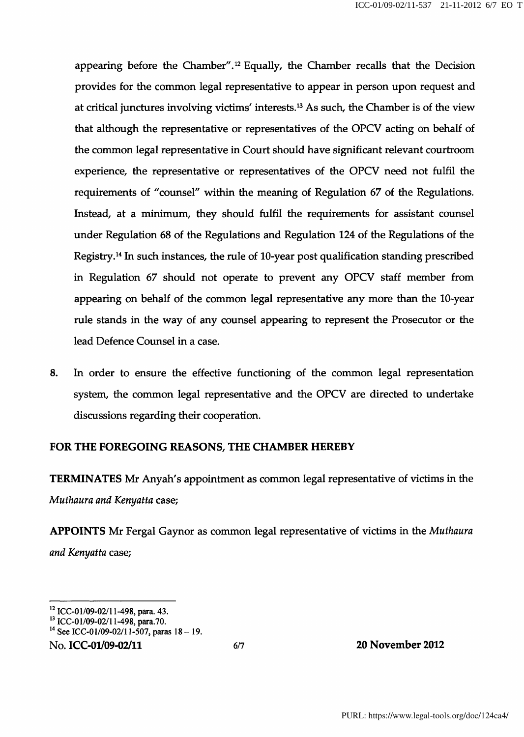appearing before the Chamber".[12] Equally, the Chamber recalls that the Decision provides for the common legal representative to appear in person upon request and at critical junctures involving victims' interests.[13] As such, the Chamber is of the view that although the representative or representatives of the OPCV acting on behalf of the common legal representative in Court should have significant relevant courtroom experience, the representative or representatives of the OPCV need not fulfil the requirements of "counsel" within the meaning of Regulation 67 of the Regulations. Instead, at a minimum, they should fulfil the requirements for assistant counsel under Regulation 68 of the Regulations and Regulation 124 of the Regulations of the Registry.[14] In such instances, the rule of 10-year post qualification standing prescribed in Regulation 67 should not operate to prevent any OPCV staff member from appearing on behalf of the common legal representative any more than the 10-year rule stands in the way of any counsel appearing to represent the Prosecutor or the lead Defence Counsel in a case.

8. In order to ensure the effective functioning of the common legal representation system, the common legal representative and the OPCV are directed to undertake discussions regarding their cooperation.

**FOR THE FOREGOING REASONS, THE CHAMBER HEREBY**

**TERMINATES** Mr Anyah's appointment as common legal representative of victims in the *Muthaura and Kenyatta* case;

**APPOINTS** Mr Fergal Gaynor as common legal representative of victims in the *Muthaura and Kenyatta* case;

---

[12] ICC-01/09-02/11-498, para. 43.

[13] ICC-01/09-02/11-498, para.70.

[14] See ICC-01/09-02/11-507, paras 18 – 19.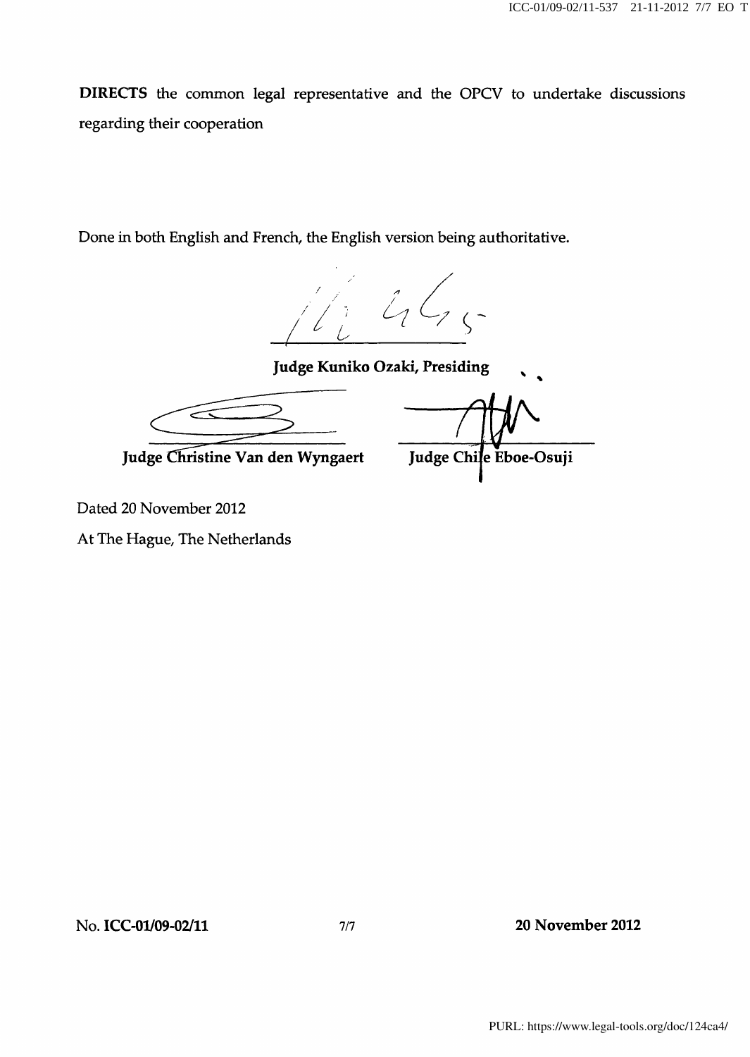**DIRECTS** the common legal representative and the OPCV to undertake discussions regarding their cooperation

Done in both English and French, the English version being authoritative.

**Judge Kuniko Ozaki, Presiding**

**Judge Christine Van den Wyngaert**

**Judge Chile Eboe-Osuji**

Dated 20 November 2012

At The Hague, The Netherlands